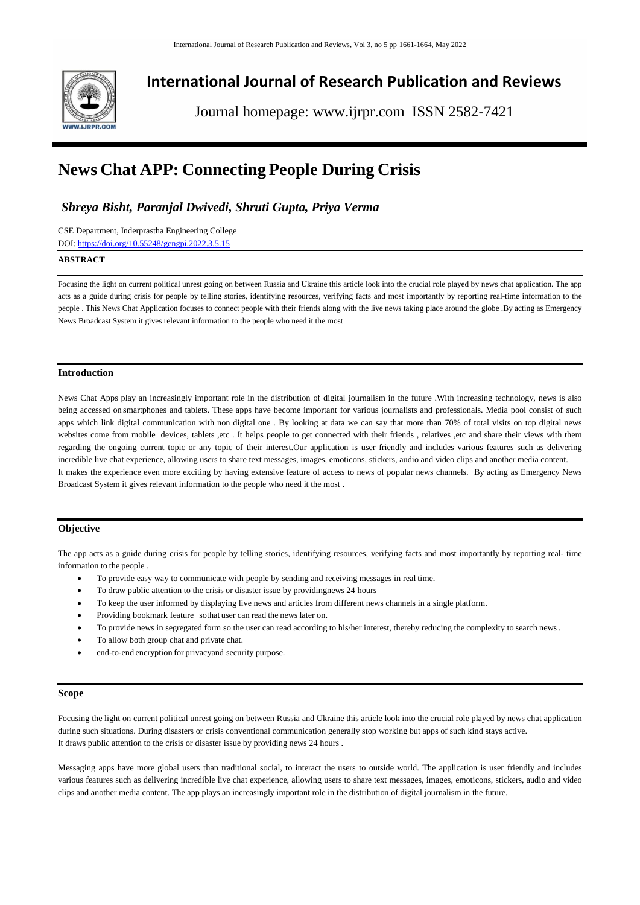# International Journal of Research Publication and Reviews

Journal homepage: www.ijrpr.com ISSN 2582-7421

# News Chat APP: Connecting People During Crisis

***Shreya Bisht, Paranjal Dwivedi, Shruti Gupta, Priya Verma***

CSE Department, Inderprastha Engineering College

DOI: https://doi.org/10.55248/gengpi.2022.3.5.15

**ABSTRACT**

Focusing the light on current political unrest going on between Russia and Ukraine this article look into the crucial role played by news chat application. The app acts as a guide during crisis for people by telling stories, identifying resources, verifying facts and most importantly by reporting real-time information to the people . This News Chat Application focuses to connect people with their friends along with the live news taking place around the globe .By acting as Emergency News Broadcast System it gives relevant information to the people who need it the most

## Introduction

News Chat Apps play an increasingly important role in the distribution of digital journalism in the future .With increasing technology, news is also being accessed on smartphones and tablets. These apps have become important for various journalists and professionals. Media pool consist of such apps which link digital communication with non digital one . By looking at data we can say that more than 70% of total visits on top digital news websites come from mobile devices, tablets ,etc . It helps people to get connected with their friends , relatives ,etc and share their views with them regarding the ongoing current topic or any topic of their interest.Our application is user friendly and includes various features such as delivering incredible live chat experience, allowing users to share text messages, images, emoticons, stickers, audio and video clips and another media content.

It makes the experience even more exciting by having extensive feature of access to news of popular news channels. By acting as Emergency News Broadcast System it gives relevant information to the people who need it the most .

## Objective

The app acts as a guide during crisis for people by telling stories, identifying resources, verifying facts and most importantly by reporting real- time information to the people .

- To provide easy way to communicate with people by sending and receiving messages in real time.
- To draw public attention to the crisis or disaster issue by providingnews 24 hours
- To keep the user informed by displaying live news and articles from different news channels in a single platform.
- Providing bookmark feature sothat user can read the news later on.
- To provide news in segregated form so the user can read according to his/her interest, thereby reducing the complexity to search news .
- To allow both group chat and private chat.
- end-to-end encryption for privacyand security purpose.

## Scope

Focusing the light on current political unrest going on between Russia and Ukraine this article look into the crucial role played by news chat application during such situations. During disasters or crisis conventional communication generally stop working but apps of such kind stays active.

It draws public attention to the crisis or disaster issue by providing news 24 hours .

Messaging apps have more global users than traditional social, to interact the users to outside world. The application is user friendly and includes various features such as delivering incredible live chat experience, allowing users to share text messages, images, emoticons, stickers, audio and video clips and another media content. The app plays an increasingly important role in the distribution of digital journalism in the future.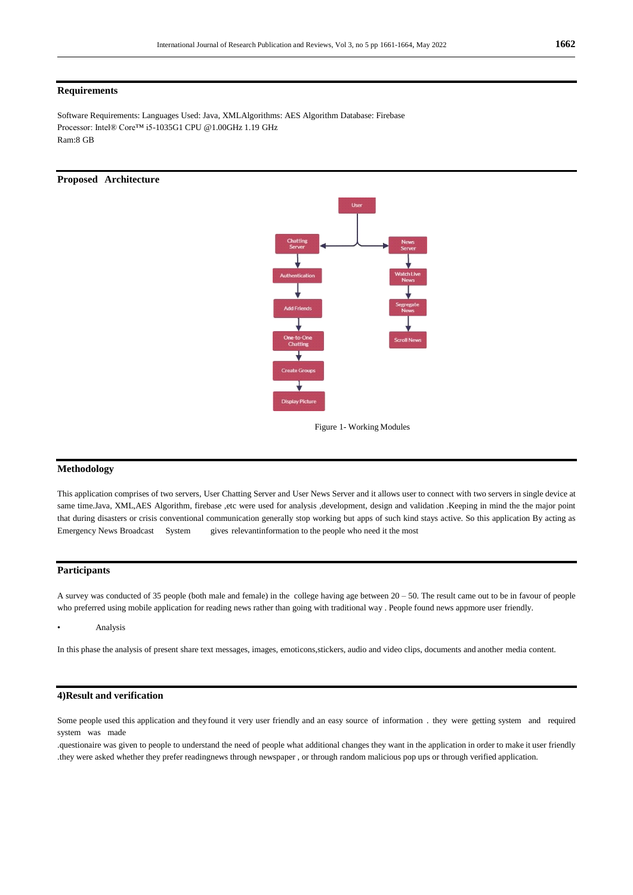## Requirements

Software Requirements: Languages Used: Java, XMLAlgorithms: AES Algorithm Database: Firebase
Processor: Intel® Core™ i5-1035G1 CPU @1.00GHz 1.19 GHz
Ram:8 GB

## Proposed Architecture

User
Chatting Server
News Server
Authentication
Add Friends
One-to-One Chatting
Create Groups
Display Picture
Watch Live News
Segregate News
Scroll News

Figure 1- Working Modules

## Methodology

This application comprises of two servers, User Chatting Server and User News Server and it allows user to connect with two servers in single device at same time.Java, XML,AES Algorithm, firebase ,etc were used for analysis ,development, design and validation .Keeping in mind the the major point that during disasters or crisis conventional communication generally stop working but apps of such kind stays active. So this application By acting as Emergency News Broadcast System gives relevantinformation to the people who need it the most

## Participants

A survey was conducted of 35 people (both male and female) in the college having age between 20 – 50. The result came out to be in favour of people who preferred using mobile application for reading news rather than going with traditional way . People found news appmore user friendly.

- Analysis

In this phase the analysis of present share text messages, images, emoticons,stickers, audio and video clips, documents and another media content.

## 4)Result and verification

Some people used this application and theyfound it very user friendly and an easy source of information . they were getting system and required system was made

.questionaire was given to people to understand the need of people what additional changes they want in the application in order to make it user friendly .they were asked whether they prefer readingnews through newspaper , or through random malicious pop ups or through verified application.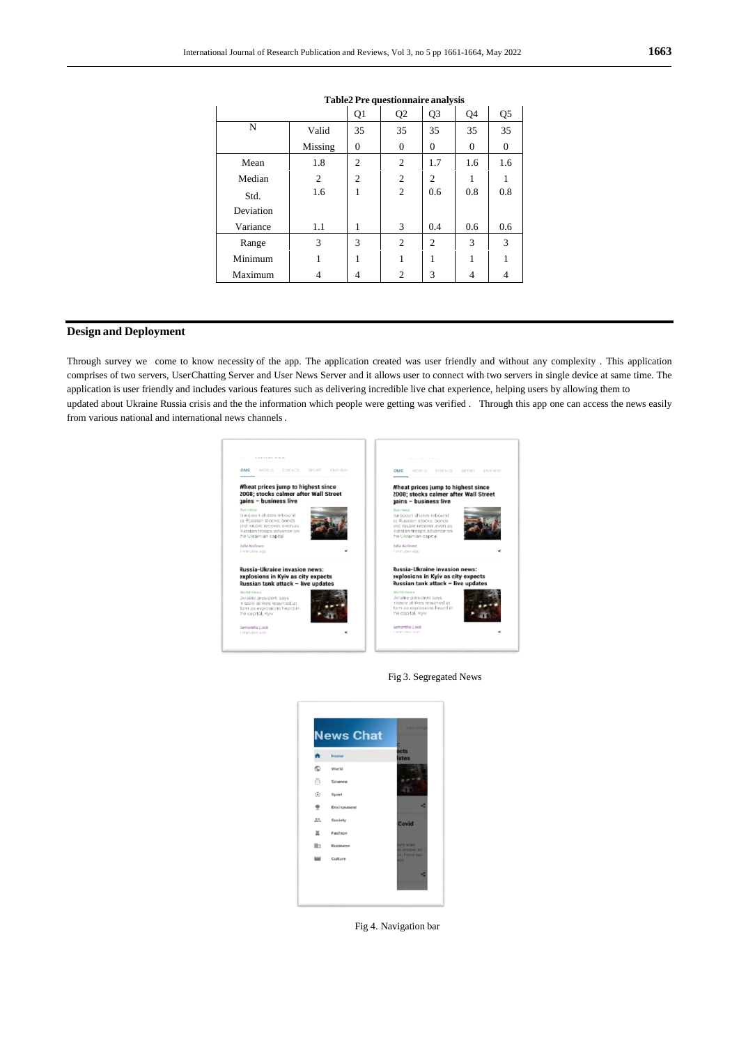**Table2 Pre questionnaire analysis**

| | | Q1 | Q2 | Q3 | Q4 | Q5 |
|---|---|---|---|---|---|---|
| N | Valid | 35 | 35 | 35 | 35 | 35 |
| | Missing | 0 | 0 | 0 | 0 | 0 |
| Mean | 1.8 | 2 | 2 | 1.7 | 1.6 | 1.6 |
| Median | 2 | 2 | 2 | 2 | 1 | 1 |
| Std. Deviation | 1.6 | 1 | 2 | 0.6 | 0.8 | 0.8 |
| Variance | 1.1 | 1 | 3 | 0.4 | 0.6 | 0.6 |
| Range | 3 | 3 | 2 | 2 | 3 | 3 |
| Minimum | 1 | 1 | 1 | 1 | 1 | 1 |
| Maximum | 4 | 4 | 2 | 3 | 4 | 4 |

## Design and Deployment

Through survey we come to know necessity of the app. The application created was user friendly and without any complexity . This application comprises of two servers, UserChatting Server and User News Server and it allows user to connect with two servers in single device at same time. The application is user friendly and includes various features such as delivering incredible live chat experience, helping users by allowing them to updated about Ukraine Russia crisis and the the information which people were getting was verified . Through this app one can access the news easily from various national and international news channels .

Fig 3. Segregated News

Fig 4. Navigation bar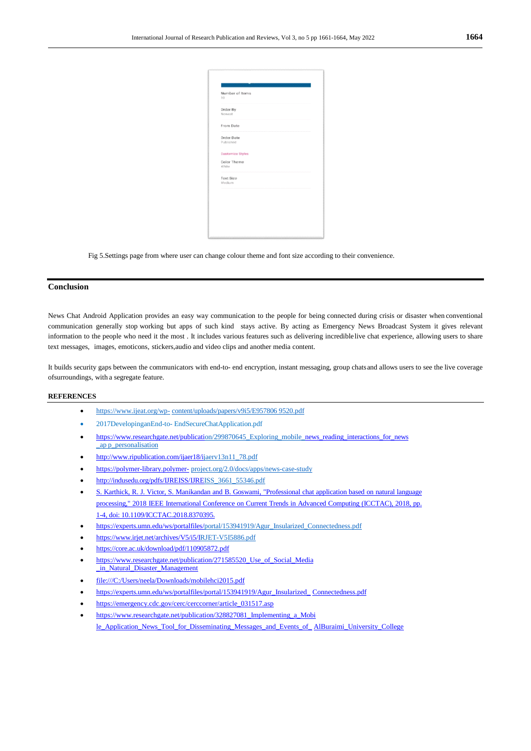Fig 5.Settings page from where user can change colour theme and font size according to their convenience.

## Conclusion

News Chat Android Application provides an easy way communication to the people for being connected during crisis or disaster when conventional communication generally stop working but apps of such kind stays active. By acting as Emergency News Broadcast System it gives relevant information to the people who need it the most . It includes various features such as delivering incredible live chat experience, allowing users to share text messages, images, emoticons, stickers,audio and video clips and another media content.

It builds security gaps between the communicators with end-to- end encryption, instant messaging, group chats and allows users to see the live coverage ofsurroundings, with a segregate feature.

## REFERENCES

- https://www.ijeat.org/wp- content/uploads/papers/v9i5/E957806 9520.pdf
- 2017DevelopinganEnd-to- EndSecureChatApplication.pdf
- https://www.researchgate.net/publication/299870645_Exploring_mobile_news_reading_interactions_for_news _ap p_personalisation
- http://www.ripublication.com/ijaer18/ijaerv13n11_78.pdf
- https://polymer-library.polymer- project.org/2.0/docs/apps/news-case-study
- http://indusedu.org/pdfs/IJREISS/IJREISS_3661_55346.pdf
- S. Karthick, R. J. Victor, S. Manikandan and B. Goswami, "Professional chat application based on natural language processing," 2018 IEEE International Conference on Current Trends in Advanced Computing (ICCTAC), 2018, pp. 1-4, doi: 10.1109/ICCTAC.2018.8370395.
- https://experts.umn.edu/ws/portalfiles/portal/153941919/Agur_Insularized_Connectedness.pdf
- https://www.irjet.net/archives/V5/i5/IRJET-V5I5886.pdf
- https://core.ac.uk/download/pdf/110905872.pdf
- https://www.researchgate.net/publication/271585520_Use_of_Social_Media _in_Natural_Disaster_Management
- file:///C:/Users/neela/Downloads/mobilehci2015.pdf
- https://experts.umn.edu/ws/portalfiles/portal/153941919/Agur_Insularized_ Connectedness.pdf
- https://emergency.cdc.gov/cerc/cerccorner/article_031517.asp
- https://www.researchgate.net/publication/328827081_Implementing_a_Mobi le_Application_News_Tool_for_Disseminating_Messages_and_Events_of_ AlBuraimi_University_College